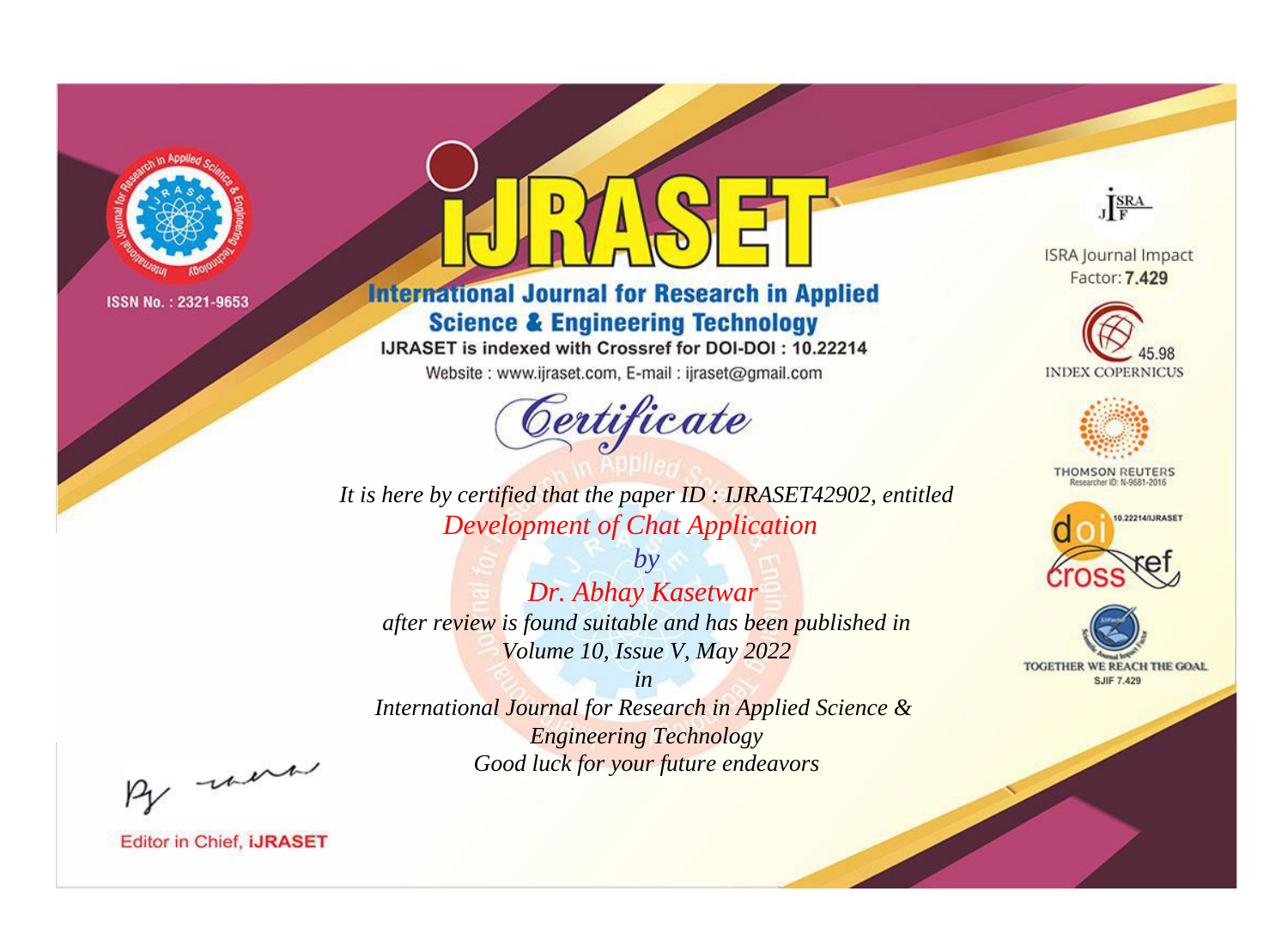ISSN No. : 2321-9653

# iJRASET

## International Journal for Research in Applied Science & Engineering Technology

IJRASET is indexed with Crossref for DOI-DOI : 10.22214

Website : www.ijraset.com, E-mail : ijraset@gmail.com

ISRA Journal Impact Factor: **7.429**

45.98 INDEX COPERNICUS

THOMSON REUTERS Researcher ID: N-9681-2016

10.22214/IJRASET

TOGETHER WE REACH THE GOAL SJIF 7.429

## *Certificate*

*It is here by certified that the paper ID : IJRASET42902, entitled*

*Development of Chat Application*

*by*

*Dr. Abhay Kasetwar*

*after review is found suitable and has been published in*

*Volume 10, Issue V, May 2022*

*in*

*International Journal for Research in Applied Science & Engineering Technology*

*Good luck for your future endeavors*

Editor in Chief, **iJRASET**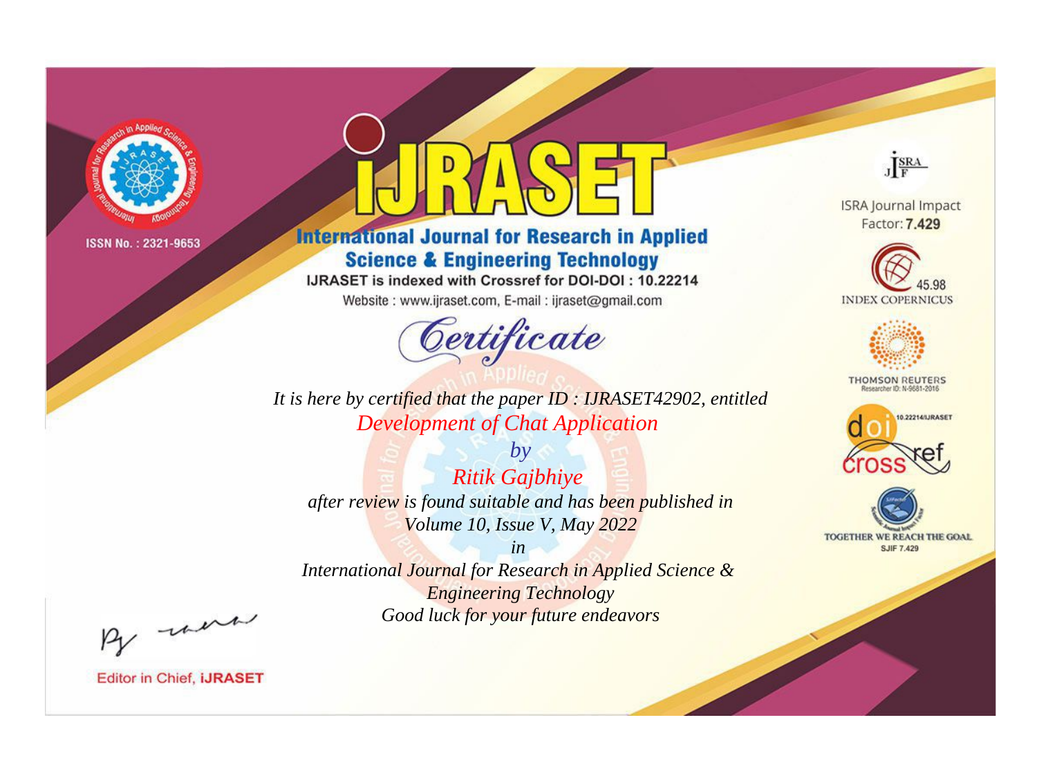ISSN No. : 2321-9653

# iJRASET

## International Journal for Research in Applied Science & Engineering Technology

IJRASET is indexed with Crossref for DOI-DOI : 10.22214

Website : www.ijraset.com, E-mail : ijraset@gmail.com

ISRA Journal Impact Factor: **7.429**

45.98 INDEX COPERNICUS

THOMSON REUTERS Researcher ID: N-9681-2016

10.22214/IJRASET

TOGETHER WE REACH THE GOAL SJIF 7.429

# *Certificate*

*It is here by certified that the paper ID : IJRASET42902, entitled*

*Development of Chat Application*

*by*

*Ritik Gajbhiye*

*after review is found suitable and has been published in*

*Volume 10, Issue V, May 2022*

*in*

*International Journal for Research in Applied Science & Engineering Technology*

*Good luck for your future endeavors*

Editor in Chief, **iJRASET**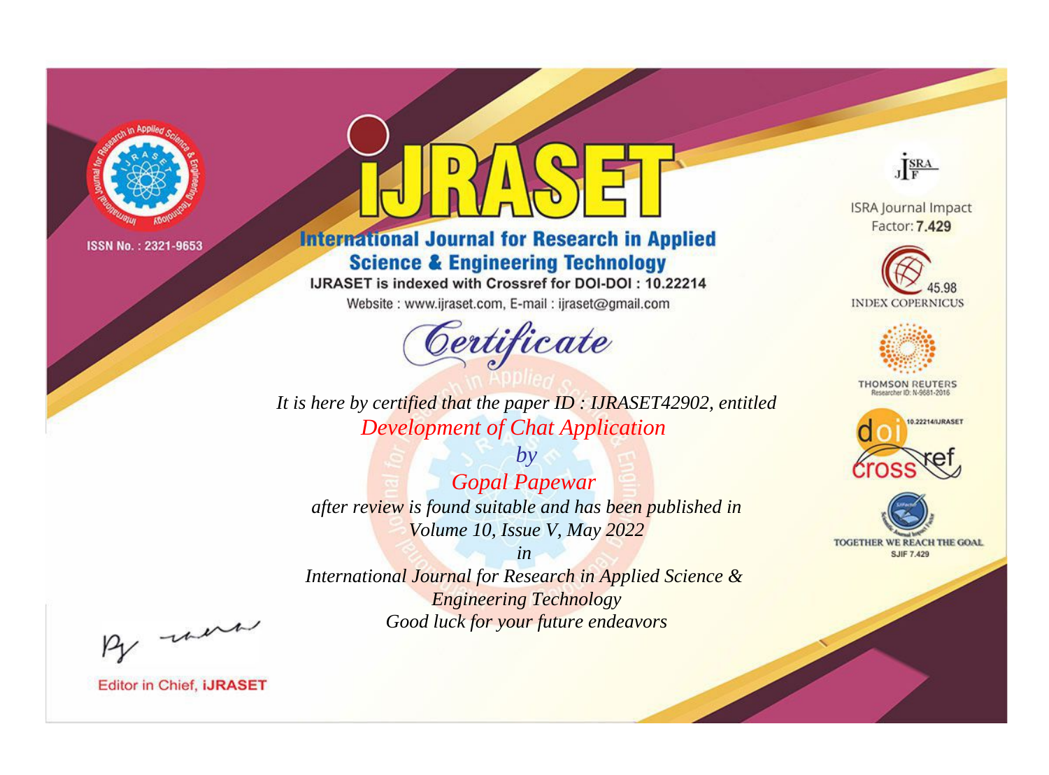ISSN No. : 2321-9653

# iJRASET

## International Journal for Research in Applied Science & Engineering Technology

IJRASET is indexed with Crossref for DOI-DOI : 10.22214

Website : www.ijraset.com, E-mail : ijraset@gmail.com

ISRA Journal Impact Factor: **7.429**

45.98 INDEX COPERNICUS

THOMSON REUTERS Researcher ID: N-9681-2016

10.22214/IJRASET

TOGETHER WE REACH THE GOAL SJIF 7.429

*Certificate*

*It is here by certified that the paper ID : IJRASET42902, entitled*

*Development of Chat Application*

*by*

*Gopal Papewar*

*after review is found suitable and has been published in*

*Volume 10, Issue V, May 2022*

*in*

*International Journal for Research in Applied Science & Engineering Technology*

*Good luck for your future endeavors*

Editor in Chief, **iJRASET**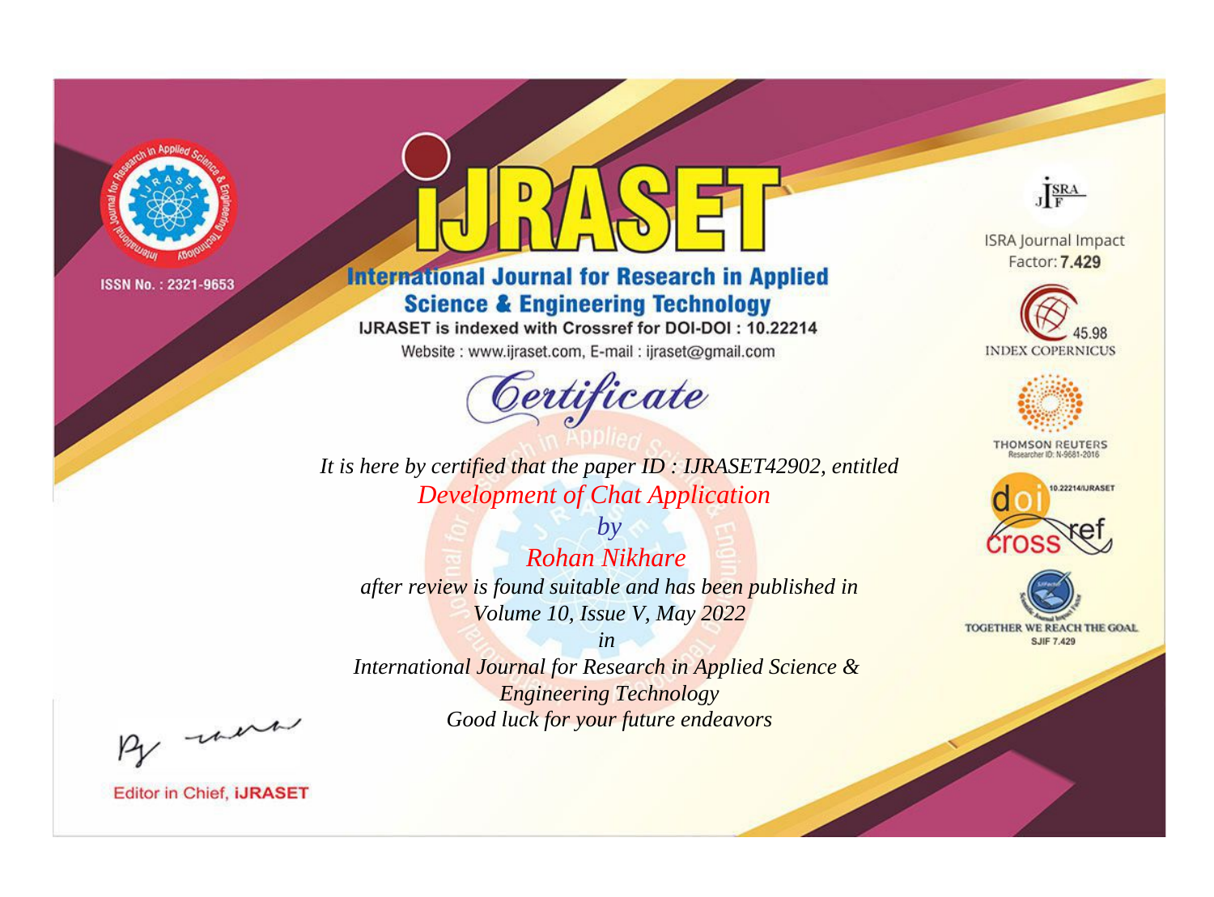ISSN No. : 2321-9653

# IJRASET

## International Journal for Research in Applied Science & Engineering Technology

IJRASET is indexed with Crossref for DOI-DOI : 10.22214

Website : www.ijraset.com, E-mail : ijraset@gmail.com

ISRA Journal Impact Factor: **7.429**

45.98 INDEX COPERNICUS

THOMSON REUTERS Researcher ID: N-9681-2016

10.22214/IJRASET

TOGETHER WE REACH THE GOAL SJIF 7.429

# *Certificate*

*It is here by certified that the paper ID : IJRASET42902, entitled*

*Development of Chat Application*

*by*

*Rohan Nikhare*

*after review is found suitable and has been published in*

*Volume 10, Issue V, May 2022*

*in*

*International Journal for Research in Applied Science & Engineering Technology*

*Good luck for your future endeavors*

Editor in Chief, **iJRASET**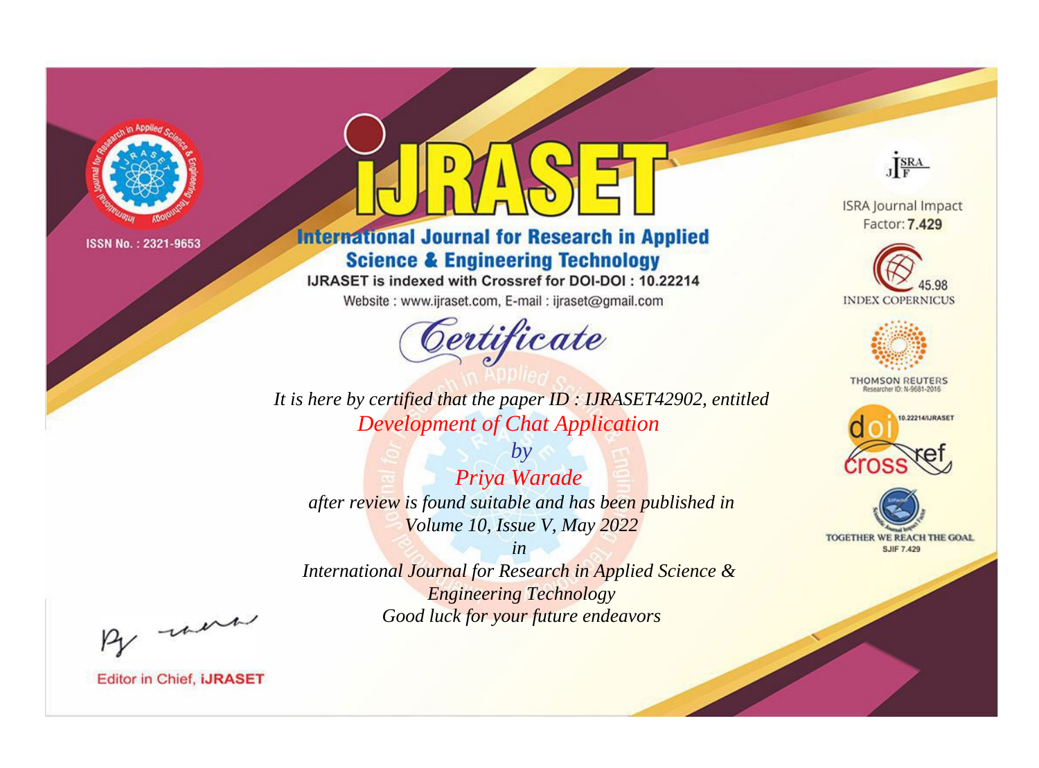ISSN No. : 2321-9653

# IJRASET

## International Journal for Research in Applied Science & Engineering Technology

IJRASET is indexed with Crossref for DOI-DOI : 10.22214

Website : www.ijraset.com, E-mail : ijraset@gmail.com

# Certificate

*It is here by certified that the paper ID : IJRASET42902, entitled*

*Development of Chat Application*

*by*

*Priya Warade*

*after review is found suitable and has been published in*

*Volume 10, Issue V, May 2022*

*in*

*International Journal for Research in Applied Science & Engineering Technology*

*Good luck for your future endeavors*

ISRA Journal Impact Factor: **7.429**

45.98 INDEX COPERNICUS

THOMSON REUTERS Researcher ID: N-9681-2016

10.22214/IJRASET

TOGETHER WE REACH THE GOAL SJIF 7.429

Editor in Chief, **iJRASET**